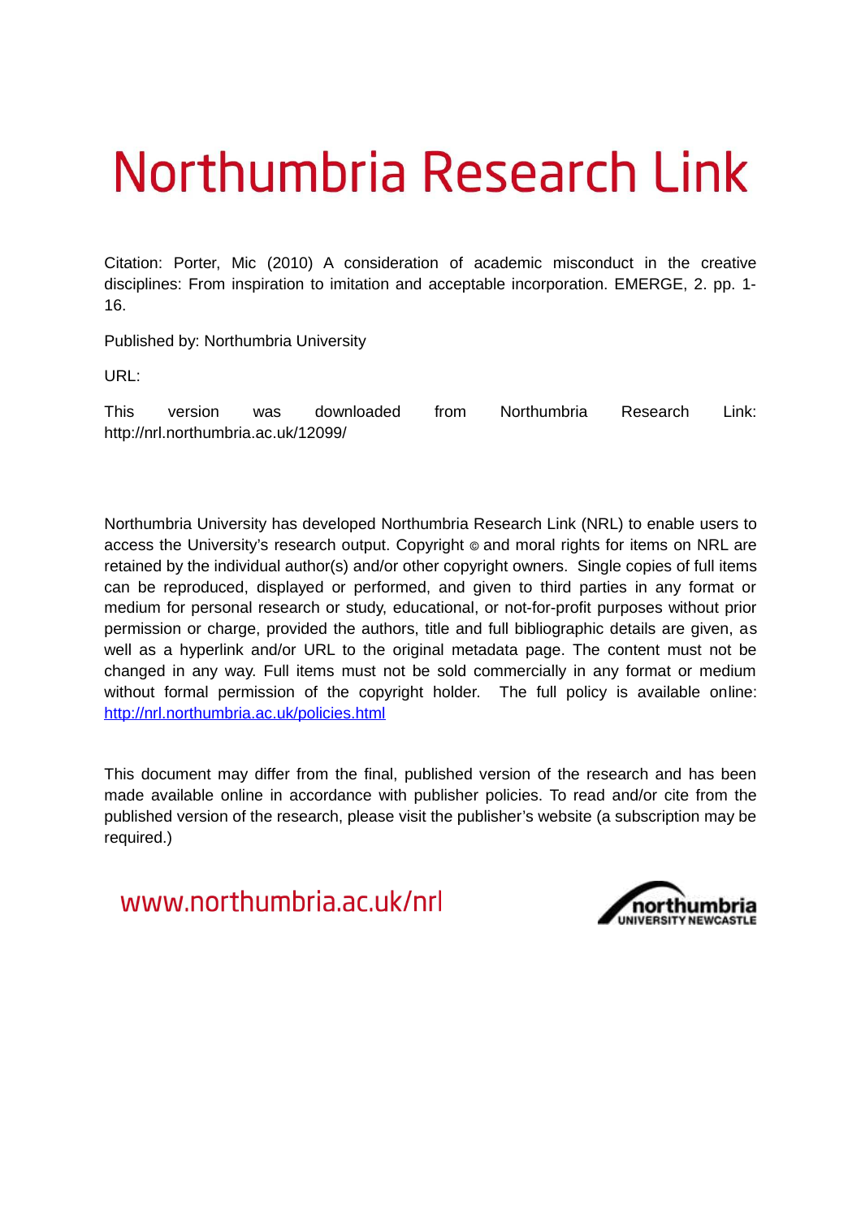# Northumbria Research Link

Citation: Porter, Mic (2010) A consideration of academic misconduct in the creative disciplines: From inspiration to imitation and acceptable incorporation. EMERGE, 2. pp. 1-16.

Published by: Northumbria University

URL:

This version was downloaded from Northumbria Research Link: http://nrl.northumbria.ac.uk/12099/

Northumbria University has developed Northumbria Research Link (NRL) to enable users to access the University's research output. Copyright © and moral rights for items on NRL are retained by the individual author(s) and/or other copyright owners. Single copies of full items can be reproduced, displayed or performed, and given to third parties in any format or medium for personal research or study, educational, or not-for-profit purposes without prior permission or charge, provided the authors, title and full bibliographic details are given, as well as a hyperlink and/or URL to the original metadata page. The content must not be changed in any way. Full items must not be sold commercially in any format or medium without formal permission of the copyright holder. The full policy is available online: http://nrl.northumbria.ac.uk/policies.html

This document may differ from the final, published version of the research and has been made available online in accordance with publisher policies. To read and/or cite from the published version of the research, please visit the publisher's website (a subscription may be required.)

www.northumbria.ac.uk/nrl

northumbria UNIVERSITY NEWCASTLE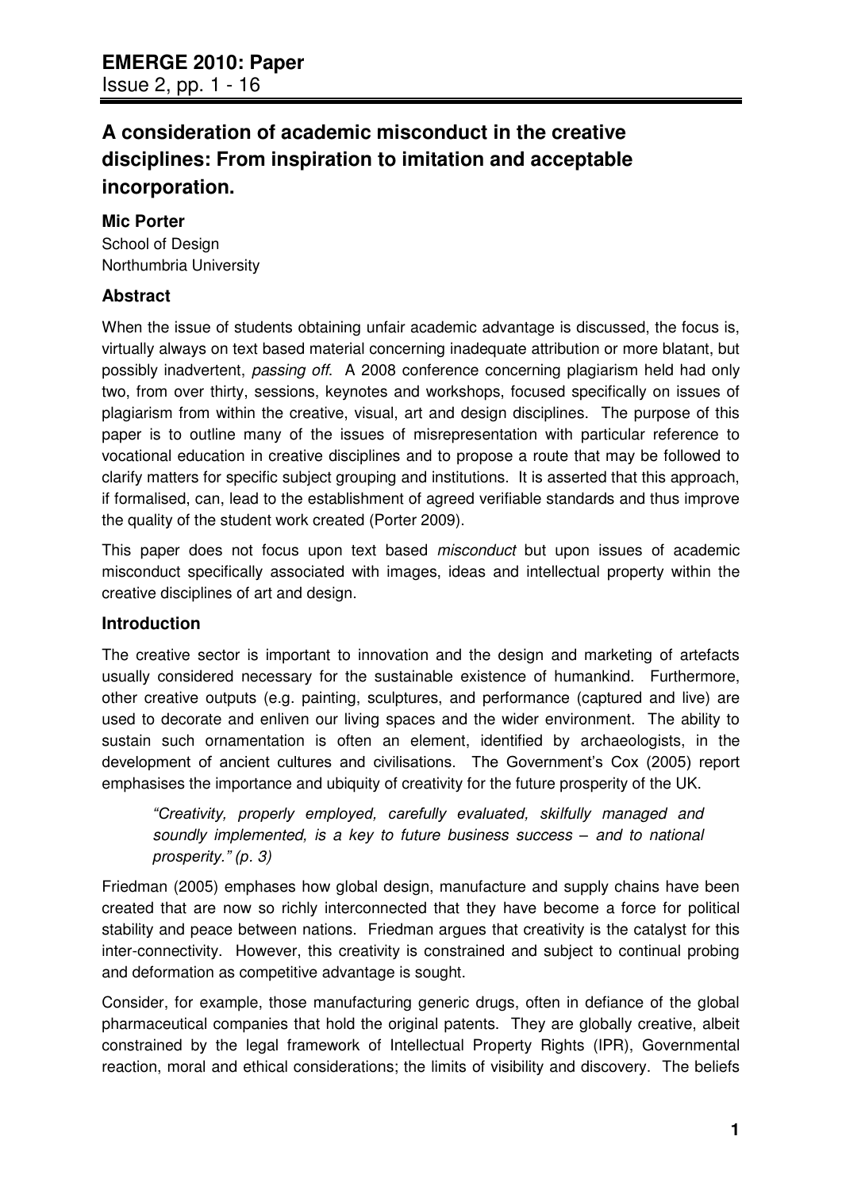# A consideration of academic misconduct in the creative disciplines: From inspiration to imitation and acceptable incorporation.

**Mic Porter**
School of Design
Northumbria University

### Abstract

When the issue of students obtaining unfair academic advantage is discussed, the focus is, virtually always on text based material concerning inadequate attribution or more blatant, but possibly inadvertent, *passing off*. A 2008 conference concerning plagiarism held had only two, from over thirty, sessions, keynotes and workshops, focused specifically on issues of plagiarism from within the creative, visual, art and design disciplines. The purpose of this paper is to outline many of the issues of misrepresentation with particular reference to vocational education in creative disciplines and to propose a route that may be followed to clarify matters for specific subject grouping and institutions. It is asserted that this approach, if formalised, can, lead to the establishment of agreed verifiable standards and thus improve the quality of the student work created (Porter 2009).

This paper does not focus upon text based *misconduct* but upon issues of academic misconduct specifically associated with images, ideas and intellectual property within the creative disciplines of art and design.

### Introduction

The creative sector is important to innovation and the design and marketing of artefacts usually considered necessary for the sustainable existence of humankind. Furthermore, other creative outputs (e.g. painting, sculptures, and performance (captured and live) are used to decorate and enliven our living spaces and the wider environment. The ability to sustain such ornamentation is often an element, identified by archaeologists, in the development of ancient cultures and civilisations. The Government's Cox (2005) report emphasises the importance and ubiquity of creativity for the future prosperity of the UK.

> *"Creativity, properly employed, carefully evaluated, skilfully managed and soundly implemented, is a key to future business success – and to national prosperity." (p. 3)*

Friedman (2005) emphases how global design, manufacture and supply chains have been created that are now so richly interconnected that they have become a force for political stability and peace between nations. Friedman argues that creativity is the catalyst for this inter-connectivity. However, this creativity is constrained and subject to continual probing and deformation as competitive advantage is sought.

Consider, for example, those manufacturing generic drugs, often in defiance of the global pharmaceutical companies that hold the original patents. They are globally creative, albeit constrained by the legal framework of Intellectual Property Rights (IPR), Governmental reaction, moral and ethical considerations; the limits of visibility and discovery. The beliefs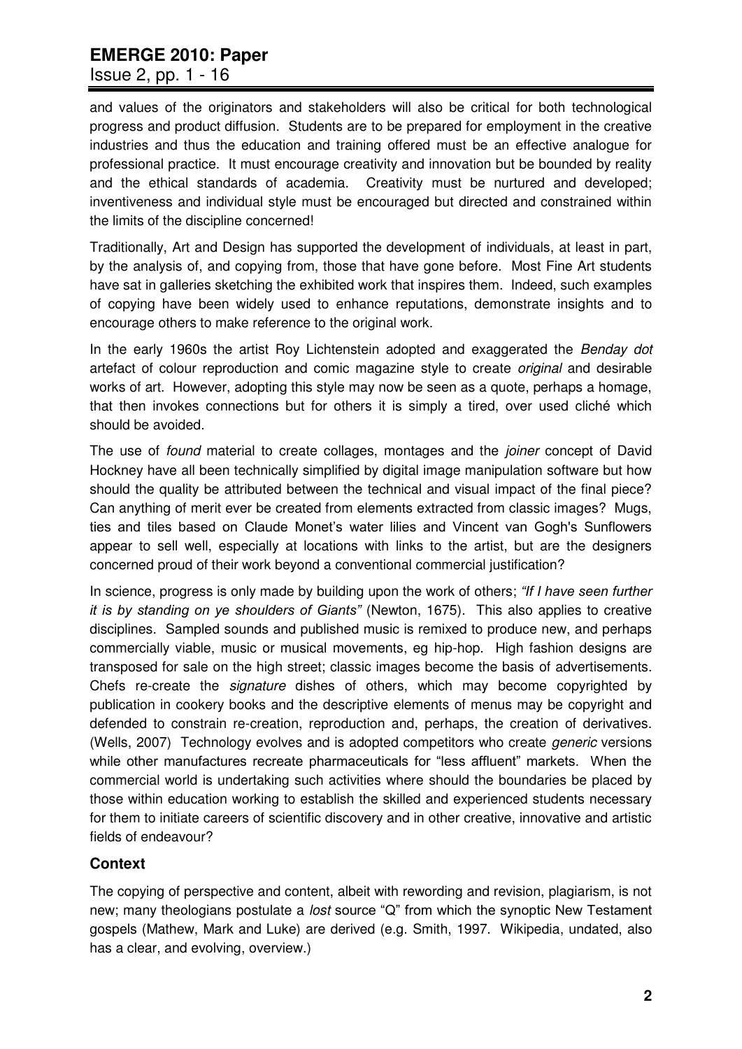and values of the originators and stakeholders will also be critical for both technological progress and product diffusion. Students are to be prepared for employment in the creative industries and thus the education and training offered must be an effective analogue for professional practice. It must encourage creativity and innovation but be bounded by reality and the ethical standards of academia. Creativity must be nurtured and developed; inventiveness and individual style must be encouraged but directed and constrained within the limits of the discipline concerned!

Traditionally, Art and Design has supported the development of individuals, at least in part, by the analysis of, and copying from, those that have gone before. Most Fine Art students have sat in galleries sketching the exhibited work that inspires them. Indeed, such examples of copying have been widely used to enhance reputations, demonstrate insights and to encourage others to make reference to the original work.

In the early 1960s the artist Roy Lichtenstein adopted and exaggerated the *Benday dot* artefact of colour reproduction and comic magazine style to create *original* and desirable works of art. However, adopting this style may now be seen as a quote, perhaps a homage, that then invokes connections but for others it is simply a tired, over used cliché which should be avoided.

The use of *found* material to create collages, montages and the *joiner* concept of David Hockney have all been technically simplified by digital image manipulation software but how should the quality be attributed between the technical and visual impact of the final piece? Can anything of merit ever be created from elements extracted from classic images? Mugs, ties and tiles based on Claude Monet's water lilies and Vincent van Gogh's Sunflowers appear to sell well, especially at locations with links to the artist, but are the designers concerned proud of their work beyond a conventional commercial justification?

In science, progress is only made by building upon the work of others; *"If I have seen further it is by standing on ye shoulders of Giants"* (Newton, 1675). This also applies to creative disciplines. Sampled sounds and published music is remixed to produce new, and perhaps commercially viable, music or musical movements, eg hip-hop. High fashion designs are transposed for sale on the high street; classic images become the basis of advertisements. Chefs re-create the *signature* dishes of others, which may become copyrighted by publication in cookery books and the descriptive elements of menus may be copyright and defended to constrain re-creation, reproduction and, perhaps, the creation of derivatives. (Wells, 2007) Technology evolves and is adopted competitors who create *generic* versions while other manufactures recreate pharmaceuticals for "less affluent" markets. When the commercial world is undertaking such activities where should the boundaries be placed by those within education working to establish the skilled and experienced students necessary for them to initiate careers of scientific discovery and in other creative, innovative and artistic fields of endeavour?

## Context

The copying of perspective and content, albeit with rewording and revision, plagiarism, is not new; many theologians postulate a *lost* source "Q" from which the synoptic New Testament gospels (Mathew, Mark and Luke) are derived (e.g. Smith, 1997. Wikipedia, undated, also has a clear, and evolving, overview.)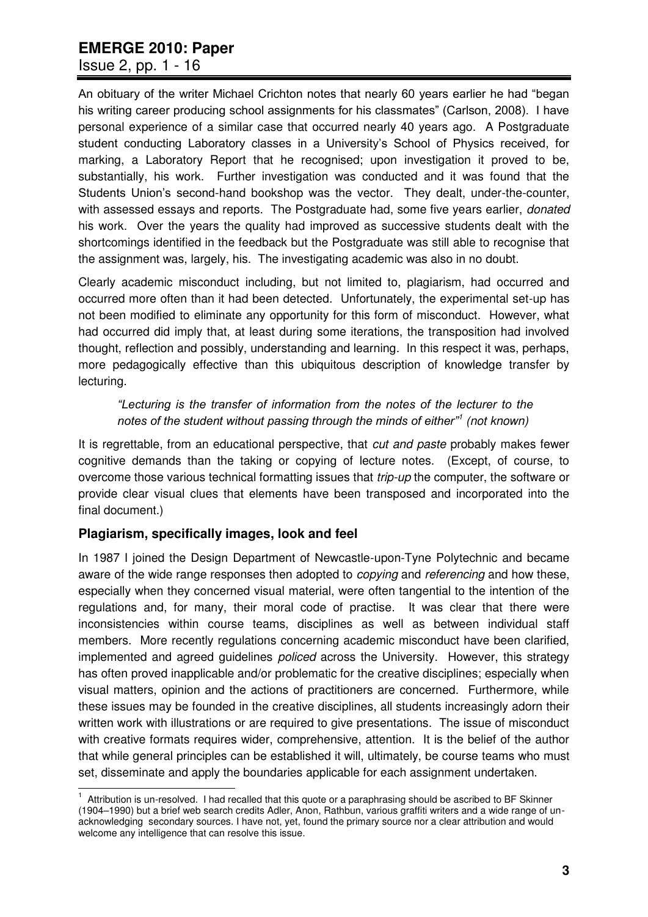An obituary of the writer Michael Crichton notes that nearly 60 years earlier he had "began his writing career producing school assignments for his classmates" (Carlson, 2008). I have personal experience of a similar case that occurred nearly 40 years ago. A Postgraduate student conducting Laboratory classes in a University's School of Physics received, for marking, a Laboratory Report that he recognised; upon investigation it proved to be, substantially, his work. Further investigation was conducted and it was found that the Students Union's second-hand bookshop was the vector. They dealt, under-the-counter, with assessed essays and reports. The Postgraduate had, some five years earlier, *donated* his work. Over the years the quality had improved as successive students dealt with the shortcomings identified in the feedback but the Postgraduate was still able to recognise that the assignment was, largely, his. The investigating academic was also in no doubt.

Clearly academic misconduct including, but not limited to, plagiarism, had occurred and occurred more often than it had been detected. Unfortunately, the experimental set-up has not been modified to eliminate any opportunity for this form of misconduct. However, what had occurred did imply that, at least during some iterations, the transposition had involved thought, reflection and possibly, understanding and learning. In this respect it was, perhaps, more pedagogically effective than this ubiquitous description of knowledge transfer by lecturing.

> *"Lecturing is the transfer of information from the notes of the lecturer to the notes of the student without passing through the minds of either"*[1] *(not known)*

It is regrettable, from an educational perspective, that *cut and paste* probably makes fewer cognitive demands than the taking or copying of lecture notes. (Except, of course, to overcome those various technical formatting issues that *trip-up* the computer, the software or provide clear visual clues that elements have been transposed and incorporated into the final document.)

## Plagiarism, specifically images, look and feel

In 1987 I joined the Design Department of Newcastle-upon-Tyne Polytechnic and became aware of the wide range responses then adopted to *copying* and *referencing* and how these, especially when they concerned visual material, were often tangential to the intention of the regulations and, for many, their moral code of practise. It was clear that there were inconsistencies within course teams, disciplines as well as between individual staff members. More recently regulations concerning academic misconduct have been clarified, implemented and agreed guidelines *policed* across the University. However, this strategy has often proved inapplicable and/or problematic for the creative disciplines; especially when visual matters, opinion and the actions of practitioners are concerned. Furthermore, while these issues may be founded in the creative disciplines, all students increasingly adorn their written work with illustrations or are required to give presentations. The issue of misconduct with creative formats requires wider, comprehensive, attention. It is the belief of the author that while general principles can be established it will, ultimately, be course teams who must set, disseminate and apply the boundaries applicable for each assignment undertaken.

---

[1] Attribution is un-resolved. I had recalled that this quote or a paraphrasing should be ascribed to BF Skinner (1904–1990) but a brief web search credits Adler, Anon, Rathbun, various graffiti writers and a wide range of un-acknowledging secondary sources. I have not, yet, found the primary source nor a clear attribution and would welcome any intelligence that can resolve this issue.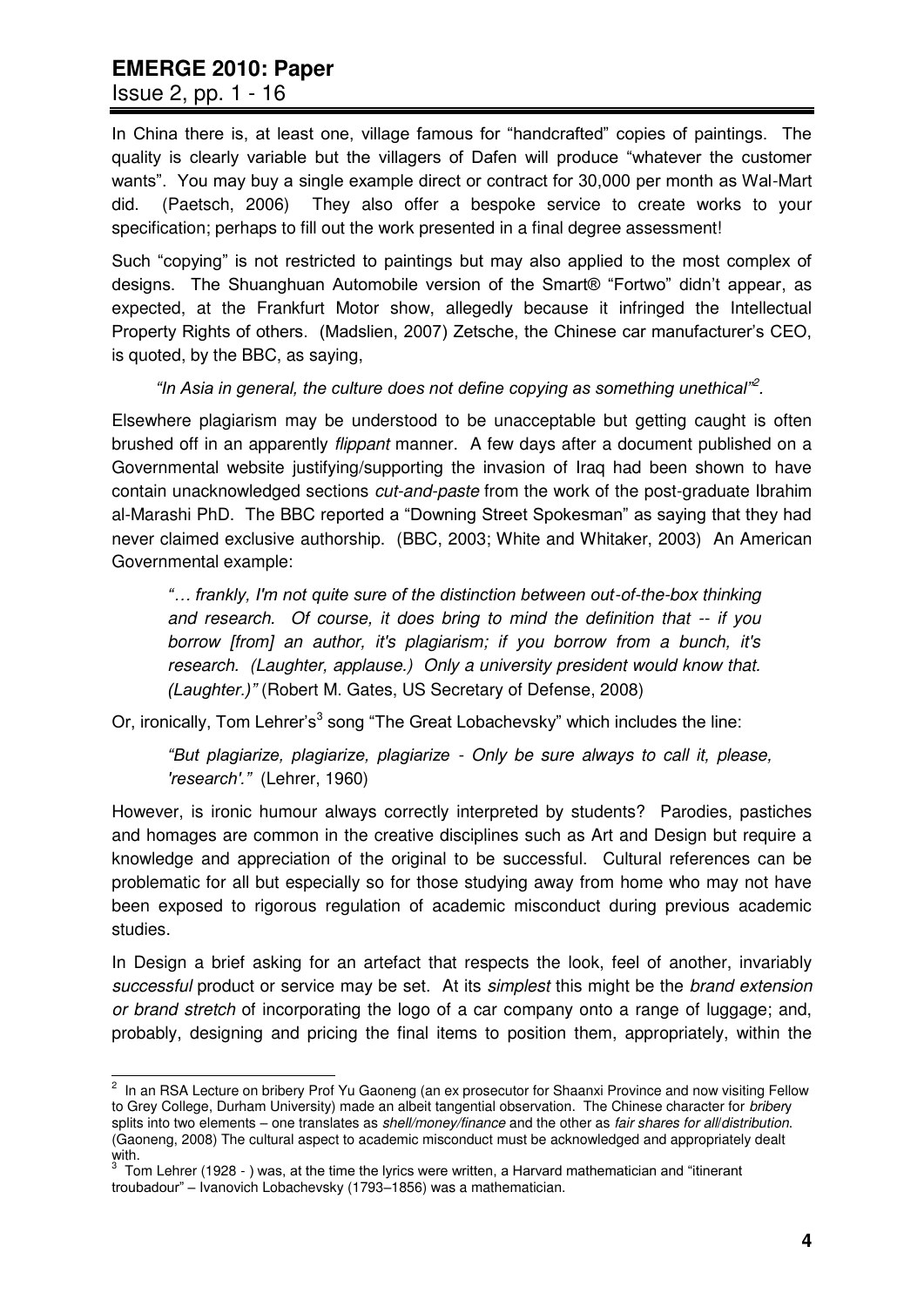In China there is, at least one, village famous for "handcrafted" copies of paintings. The quality is clearly variable but the villagers of Dafen will produce "whatever the customer wants". You may buy a single example direct or contract for 30,000 per month as Wal-Mart did. (Paetsch, 2006) They also offer a bespoke service to create works to your specification; perhaps to fill out the work presented in a final degree assessment!

Such "copying" is not restricted to paintings but may also applied to the most complex of designs. The Shuanghuan Automobile version of the Smart® "Fortwo" didn't appear, as expected, at the Frankfurt Motor show, allegedly because it infringed the Intellectual Property Rights of others. (Madslien, 2007) Zetsche, the Chinese car manufacturer's CEO, is quoted, by the BBC, as saying,

> *"In Asia in general, the culture does not define copying as something unethical"*[2].

Elsewhere plagiarism may be understood to be unacceptable but getting caught is often brushed off in an apparently *flippant* manner. A few days after a document published on a Governmental website justifying/supporting the invasion of Iraq had been shown to have contain unacknowledged sections *cut-and-paste* from the work of the post-graduate Ibrahim al-Marashi PhD. The BBC reported a "Downing Street Spokesman" as saying that they had never claimed exclusive authorship. (BBC, 2003; White and Whitaker, 2003) An American Governmental example:

> *"… frankly, I'm not quite sure of the distinction between out-of-the-box thinking and research. Of course, it does bring to mind the definition that -- if you borrow [from] an author, it's plagiarism; if you borrow from a bunch, it's research. (Laughter, applause.) Only a university president would know that. (Laughter.)"* (Robert M. Gates, US Secretary of Defense, 2008)

Or, ironically, Tom Lehrer's[3] song "The Great Lobachevsky" which includes the line:

> *"But plagiarize, plagiarize, plagiarize - Only be sure always to call it, please, 'research'."* (Lehrer, 1960)

However, is ironic humour always correctly interpreted by students? Parodies, pastiches and homages are common in the creative disciplines such as Art and Design but require a knowledge and appreciation of the original to be successful. Cultural references can be problematic for all but especially so for those studying away from home who may not have been exposed to rigorous regulation of academic misconduct during previous academic studies.

In Design a brief asking for an artefact that respects the look, feel of another, invariably *successful* product or service may be set. At its *simplest* this might be the *brand extension or brand stretch* of incorporating the logo of a car company onto a range of luggage; and, probably, designing and pricing the final items to position them, appropriately, within the

---

[2] In an RSA Lecture on bribery Prof Yu Gaoneng (an ex prosecutor for Shaanxi Province and now visiting Fellow to Grey College, Durham University) made an albeit tangential observation. The Chinese character for *bribery* splits into two elements – one translates as *shell/money/finance* and the other as *fair shares for all/distribution.* (Gaoneng, 2008) The cultural aspect to academic misconduct must be acknowledged and appropriately dealt with.

[3] Tom Lehrer (1928 - ) was, at the time the lyrics were written, a Harvard mathematician and "itinerant troubadour" – Ivanovich Lobachevsky (1793–1856) was a mathematician.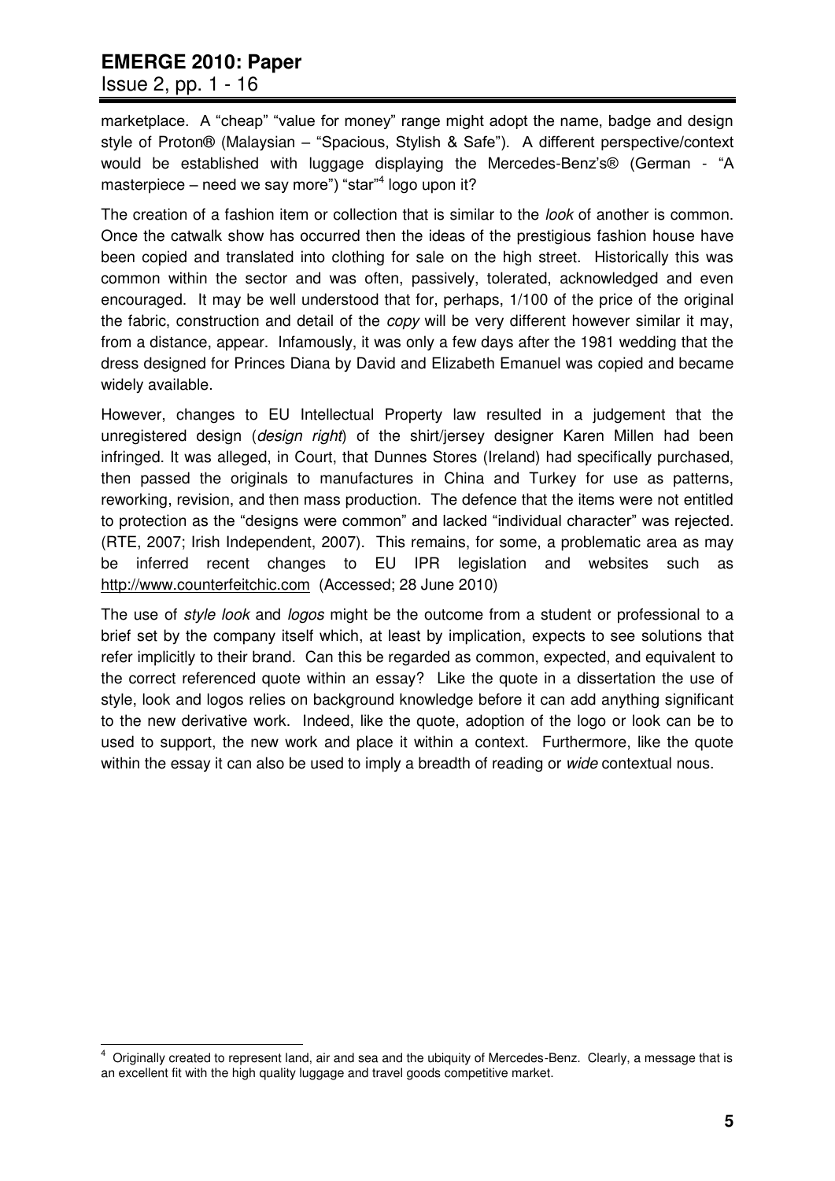marketplace. A "cheap" "value for money" range might adopt the name, badge and design style of Proton® (Malaysian – "Spacious, Stylish & Safe"). A different perspective/context would be established with luggage displaying the Mercedes-Benz's® (German - "A masterpiece – need we say more") "star"[4] logo upon it?

The creation of a fashion item or collection that is similar to the *look* of another is common. Once the catwalk show has occurred then the ideas of the prestigious fashion house have been copied and translated into clothing for sale on the high street. Historically this was common within the sector and was often, passively, tolerated, acknowledged and even encouraged. It may be well understood that for, perhaps, 1/100 of the price of the original the fabric, construction and detail of the *copy* will be very different however similar it may, from a distance, appear. Infamously, it was only a few days after the 1981 wedding that the dress designed for Princes Diana by David and Elizabeth Emanuel was copied and became widely available.

However, changes to EU Intellectual Property law resulted in a judgement that the unregistered design (*design right*) of the shirt/jersey designer Karen Millen had been infringed. It was alleged, in Court, that Dunnes Stores (Ireland) had specifically purchased, then passed the originals to manufactures in China and Turkey for use as patterns, reworking, revision, and then mass production. The defence that the items were not entitled to protection as the "designs were common" and lacked "individual character" was rejected. (RTE, 2007; Irish Independent, 2007). This remains, for some, a problematic area as may be inferred recent changes to EU IPR legislation and websites such as http://www.counterfeitchic.com (Accessed; 28 June 2010)

The use of *style look* and *logos* might be the outcome from a student or professional to a brief set by the company itself which, at least by implication, expects to see solutions that refer implicitly to their brand. Can this be regarded as common, expected, and equivalent to the correct referenced quote within an essay? Like the quote in a dissertation the use of style, look and logos relies on background knowledge before it can add anything significant to the new derivative work. Indeed, like the quote, adoption of the logo or look can be to used to support, the new work and place it within a context. Furthermore, like the quote within the essay it can also be used to imply a breadth of reading or *wide* contextual nous.

---

[4] Originally created to represent land, air and sea and the ubiquity of Mercedes-Benz. Clearly, a message that is an excellent fit with the high quality luggage and travel goods competitive market.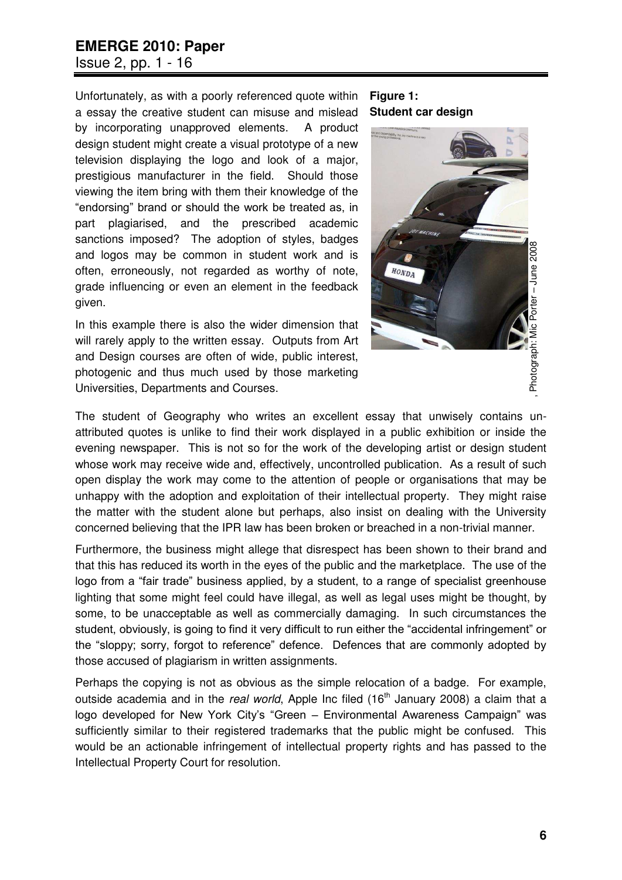Unfortunately, as with a poorly referenced quote within a essay the creative student can misuse and mislead by incorporating unapproved elements. A product design student might create a visual prototype of a new television displaying the logo and look of a major, prestigious manufacturer in the field. Should those viewing the item bring with them their knowledge of the "endorsing" brand or should the work be treated as, in part plagiarised, and the prescribed academic sanctions imposed? The adoption of styles, badges and logos may be common in student work and is often, erroneously, not regarded as worthy of note, grade influencing or even an element in the feedback given.

**Figure 1: Student car design**

, Photograph: Mic Porter – June 2008

In this example there is also the wider dimension that will rarely apply to the written essay. Outputs from Art and Design courses are often of wide, public interest, photogenic and thus much used by those marketing Universities, Departments and Courses.

The student of Geography who writes an excellent essay that unwisely contains un-attributed quotes is unlike to find their work displayed in a public exhibition or inside the evening newspaper. This is not so for the work of the developing artist or design student whose work may receive wide and, effectively, uncontrolled publication. As a result of such open display the work may come to the attention of people or organisations that may be unhappy with the adoption and exploitation of their intellectual property. They might raise the matter with the student alone but perhaps, also insist on dealing with the University concerned believing that the IPR law has been broken or breached in a non-trivial manner.

Furthermore, the business might allege that disrespect has been shown to their brand and that this has reduced its worth in the eyes of the public and the marketplace. The use of the logo from a "fair trade" business applied, by a student, to a range of specialist greenhouse lighting that some might feel could have illegal, as well as legal uses might be thought, by some, to be unacceptable as well as commercially damaging. In such circumstances the student, obviously, is going to find it very difficult to run either the "accidental infringement" or the "sloppy; sorry, forgot to reference" defence. Defences that are commonly adopted by those accused of plagiarism in written assignments.

Perhaps the copying is not as obvious as the simple relocation of a badge. For example, outside academia and in the *real world*, Apple Inc filed (16th January 2008) a claim that a logo developed for New York City's "Green – Environmental Awareness Campaign" was sufficiently similar to their registered trademarks that the public might be confused. This would be an actionable infringement of intellectual property rights and has passed to the Intellectual Property Court for resolution.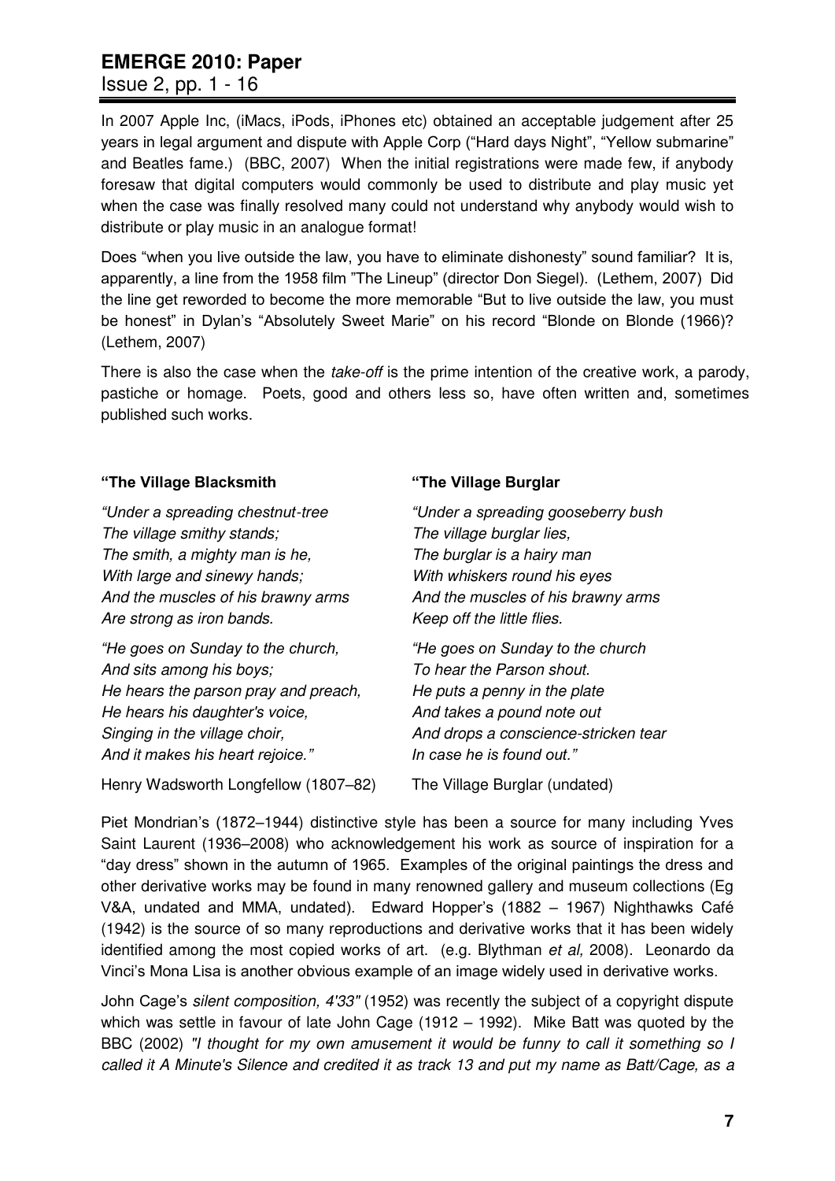In 2007 Apple Inc, (iMacs, iPods, iPhones etc) obtained an acceptable judgement after 25 years in legal argument and dispute with Apple Corp ("Hard days Night", "Yellow submarine" and Beatles fame.) (BBC, 2007) When the initial registrations were made few, if anybody foresaw that digital computers would commonly be used to distribute and play music yet when the case was finally resolved many could not understand why anybody would wish to distribute or play music in an analogue format!

Does "when you live outside the law, you have to eliminate dishonesty" sound familiar? It is, apparently, a line from the 1958 film "The Lineup" (director Don Siegel). (Lethem, 2007) Did the line get reworded to become the more memorable "But to live outside the law, you must be honest" in Dylan's "Absolutely Sweet Marie" on his record "Blonde on Blonde (1966)? (Lethem, 2007)

There is also the case when the *take-off* is the prime intention of the creative work, a parody, pastiche or homage. Poets, good and others less so, have often written and, sometimes published such works.

| **"The Village Blacksmith** | **"The Village Burglar** |
|---|---|
| *"Under a spreading chestnut-tree*<br>*The village smithy stands;*<br>*The smith, a mighty man is he,*<br>*With large and sinewy hands;*<br>*And the muscles of his brawny arms*<br>*Are strong as iron bands.* | *"Under a spreading gooseberry bush*<br>*The village burglar lies,*<br>*The burglar is a hairy man*<br>*With whiskers round his eyes*<br>*And the muscles of his brawny arms*<br>*Keep off the little flies.* |
| *"He goes on Sunday to the church,*<br>*And sits among his boys;*<br>*He hears the parson pray and preach,*<br>*He hears his daughter's voice,*<br>*Singing in the village choir,*<br>*And it makes his heart rejoice."* | *"He goes on Sunday to the church*<br>*To hear the Parson shout.*<br>*He puts a penny in the plate*<br>*And takes a pound note out*<br>*And drops a conscience-stricken tear*<br>*In case he is found out."* |
| Henry Wadsworth Longfellow (1807–82) | The Village Burglar (undated) |

Piet Mondrian's (1872–1944) distinctive style has been a source for many including Yves Saint Laurent (1936–2008) who acknowledgement his work as source of inspiration for a "day dress" shown in the autumn of 1965. Examples of the original paintings the dress and other derivative works may be found in many renowned gallery and museum collections (Eg V&A, undated and MMA, undated). Edward Hopper's (1882 – 1967) Nighthawks Café (1942) is the source of so many reproductions and derivative works that it has been widely identified among the most copied works of art. (e.g. Blythman *et al,* 2008). Leonardo da Vinci's Mona Lisa is another obvious example of an image widely used in derivative works.

John Cage's *silent composition, 4'33"* (1952) was recently the subject of a copyright dispute which was settle in favour of late John Cage (1912 – 1992). Mike Batt was quoted by the BBC (2002) *"I thought for my own amusement it would be funny to call it something so I called it A Minute's Silence and credited it as track 13 and put my name as Batt/Cage, as a*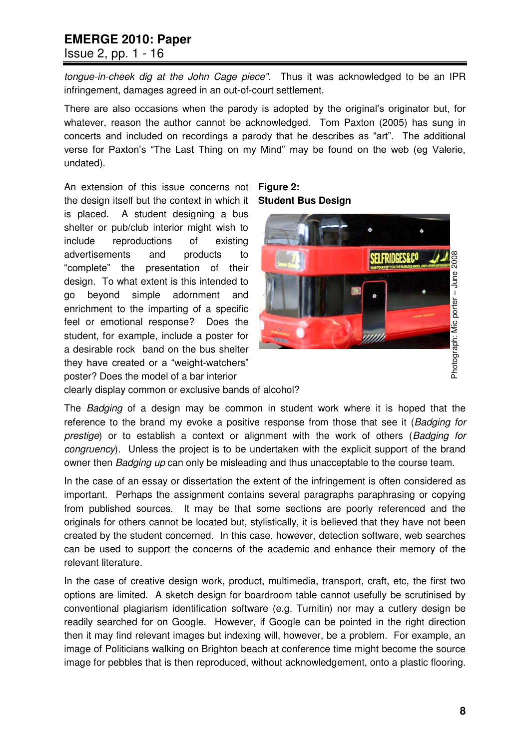*tongue-in-cheek dig at the John Cage piece"*. Thus it was acknowledged to be an IPR infringement, damages agreed in an out-of-court settlement.

There are also occasions when the parody is adopted by the original's originator but, for whatever, reason the author cannot be acknowledged. Tom Paxton (2005) has sung in concerts and included on recordings a parody that he describes as "art". The additional verse for Paxton's "The Last Thing on my Mind" may be found on the web (eg Valerie, undated).

An extension of this issue concerns not the design itself but the context in which it is placed. A student designing a bus shelter or pub/club interior might wish to include reproductions of existing advertisements and products to "complete" the presentation of their design. To what extent is this intended to go beyond simple adornment and enrichment to the imparting of a specific feel or emotional response? Does the student, for example, include a poster for a desirable rock band on the bus shelter they have created or a "weight-watchers" poster? Does the model of a bar interior clearly display common or exclusive bands of alcohol?

**Figure 2: Student Bus Design**

Photograph: Mic porter – June 2008

The *Badging* of a design may be common in student work where it is hoped that the reference to the brand my evoke a positive response from those that see it (*Badging for prestige*) or to establish a context or alignment with the work of others (*Badging for congruency*). Unless the project is to be undertaken with the explicit support of the brand owner then *Badging up* can only be misleading and thus unacceptable to the course team.

In the case of an essay or dissertation the extent of the infringement is often considered as important. Perhaps the assignment contains several paragraphs paraphrasing or copying from published sources. It may be that some sections are poorly referenced and the originals for others cannot be located but, stylistically, it is believed that they have not been created by the student concerned. In this case, however, detection software, web searches can be used to support the concerns of the academic and enhance their memory of the relevant literature.

In the case of creative design work, product, multimedia, transport, craft, etc, the first two options are limited. A sketch design for boardroom table cannot usefully be scrutinised by conventional plagiarism identification software (e.g. Turnitin) nor may a cutlery design be readily searched for on Google. However, if Google can be pointed in the right direction then it may find relevant images but indexing will, however, be a problem. For example, an image of Politicians walking on Brighton beach at conference time might become the source image for pebbles that is then reproduced, without acknowledgement, onto a plastic flooring.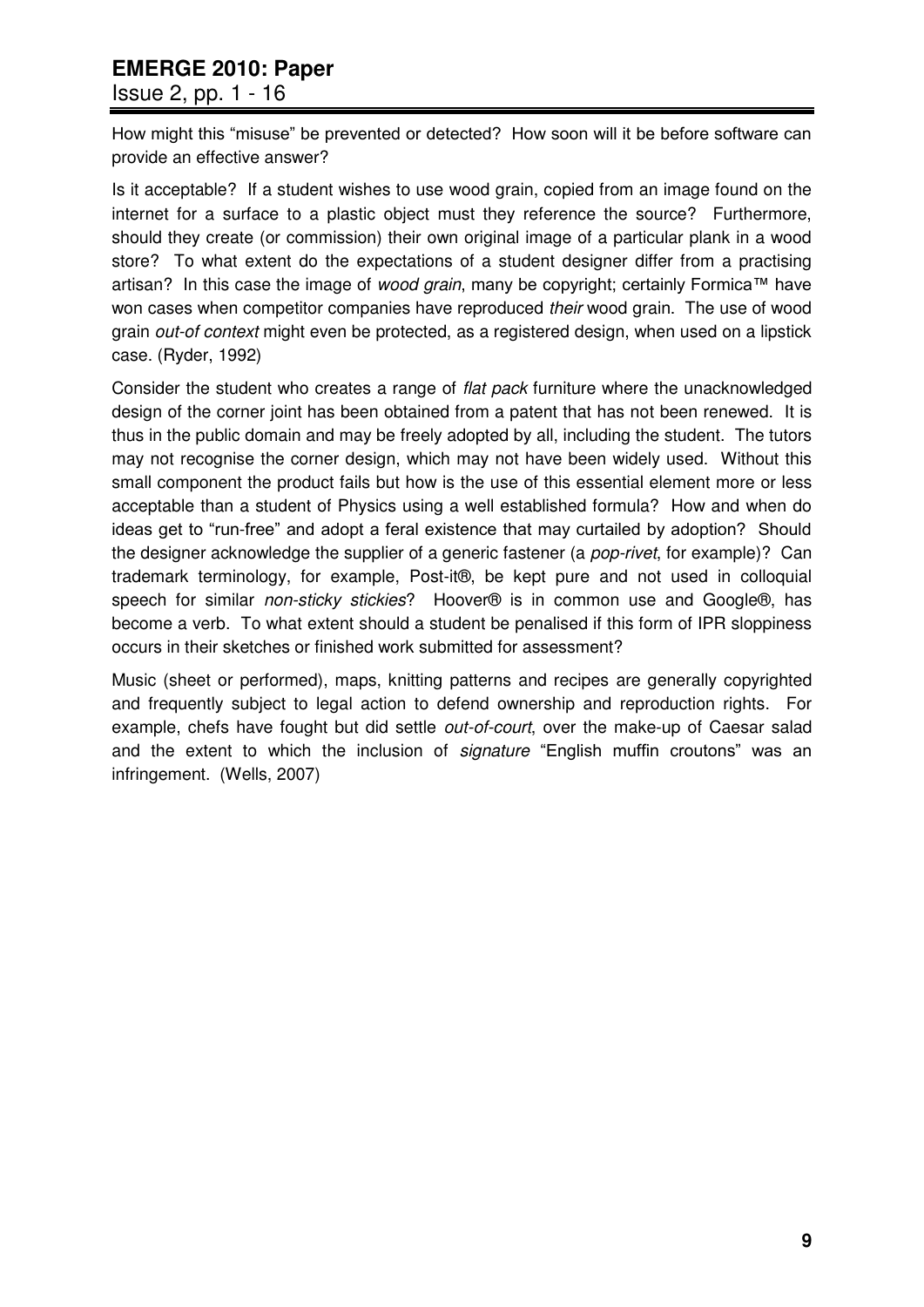How might this "misuse" be prevented or detected? How soon will it be before software can provide an effective answer?

Is it acceptable? If a student wishes to use wood grain, copied from an image found on the internet for a surface to a plastic object must they reference the source? Furthermore, should they create (or commission) their own original image of a particular plank in a wood store? To what extent do the expectations of a student designer differ from a practising artisan? In this case the image of *wood grain*, many be copyright; certainly Formica™ have won cases when competitor companies have reproduced *their* wood grain. The use of wood grain *out-of context* might even be protected, as a registered design, when used on a lipstick case. (Ryder, 1992)

Consider the student who creates a range of *flat pack* furniture where the unacknowledged design of the corner joint has been obtained from a patent that has not been renewed. It is thus in the public domain and may be freely adopted by all, including the student. The tutors may not recognise the corner design, which may not have been widely used. Without this small component the product fails but how is the use of this essential element more or less acceptable than a student of Physics using a well established formula? How and when do ideas get to "run-free" and adopt a feral existence that may curtailed by adoption? Should the designer acknowledge the supplier of a generic fastener (a *pop-rivet*, for example)? Can trademark terminology, for example, Post-it®, be kept pure and not used in colloquial speech for similar *non-sticky stickies*? Hoover® is in common use and Google®, has become a verb. To what extent should a student be penalised if this form of IPR sloppiness occurs in their sketches or finished work submitted for assessment?

Music (sheet or performed), maps, knitting patterns and recipes are generally copyrighted and frequently subject to legal action to defend ownership and reproduction rights. For example, chefs have fought but did settle *out-of-court*, over the make-up of Caesar salad and the extent to which the inclusion of *signature* "English muffin croutons" was an infringement. (Wells, 2007)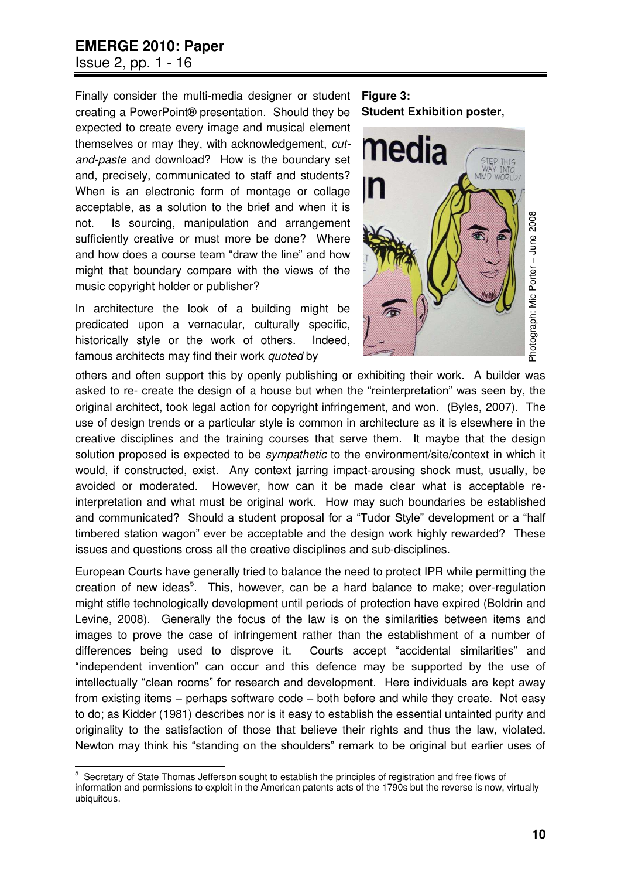Finally consider the multi-media designer or student creating a PowerPoint® presentation. Should they be expected to create every image and musical element themselves or may they, with acknowledgement, *cut-and-paste* and download? How is the boundary set and, precisely, communicated to staff and students? When is an electronic form of montage or collage acceptable, as a solution to the brief and when it is not. Is sourcing, manipulation and arrangement sufficiently creative or must more be done? Where and how does a course team "draw the line" and how might that boundary compare with the views of the music copyright holder or publisher?

**Figure 3:**
**Student Exhibition poster,**

Photograph: Mic Porter – June 2008

In architecture the look of a building might be predicated upon a vernacular, culturally specific, historically style or the work of others. Indeed, famous architects may find their work *quoted* by others and often support this by openly publishing or exhibiting their work. A builder was asked to re- create the design of a house but when the "reinterpretation" was seen by, the original architect, took legal action for copyright infringement, and won. (Byles, 2007). The use of design trends or a particular style is common in architecture as it is elsewhere in the creative disciplines and the training courses that serve them. It maybe that the design solution proposed is expected to be *sympathetic* to the environment/site/context in which it would, if constructed, exist. Any context jarring impact-arousing shock must, usually, be avoided or moderated. However, how can it be made clear what is acceptable re-interpretation and what must be original work. How may such boundaries be established and communicated? Should a student proposal for a "Tudor Style" development or a "half timbered station wagon" ever be acceptable and the design work highly rewarded? These issues and questions cross all the creative disciplines and sub-disciplines.

European Courts have generally tried to balance the need to protect IPR while permitting the creation of new ideas[5]. This, however, can be a hard balance to make; over-regulation might stifle technologically development until periods of protection have expired (Boldrin and Levine, 2008). Generally the focus of the law is on the similarities between items and images to prove the case of infringement rather than the establishment of a number of differences being used to disprove it. Courts accept "accidental similarities" and "independent invention" can occur and this defence may be supported by the use of intellectually "clean rooms" for research and development. Here individuals are kept away from existing items – perhaps software code – both before and while they create. Not easy to do; as Kidder (1981) describes nor is it easy to establish the essential untainted purity and originality to the satisfaction of those that believe their rights and thus the law, violated. Newton may think his "standing on the shoulders" remark to be original but earlier uses of

[5] Secretary of State Thomas Jefferson sought to establish the principles of registration and free flows of information and permissions to exploit in the American patents acts of the 1790s but the reverse is now, virtually ubiquitous.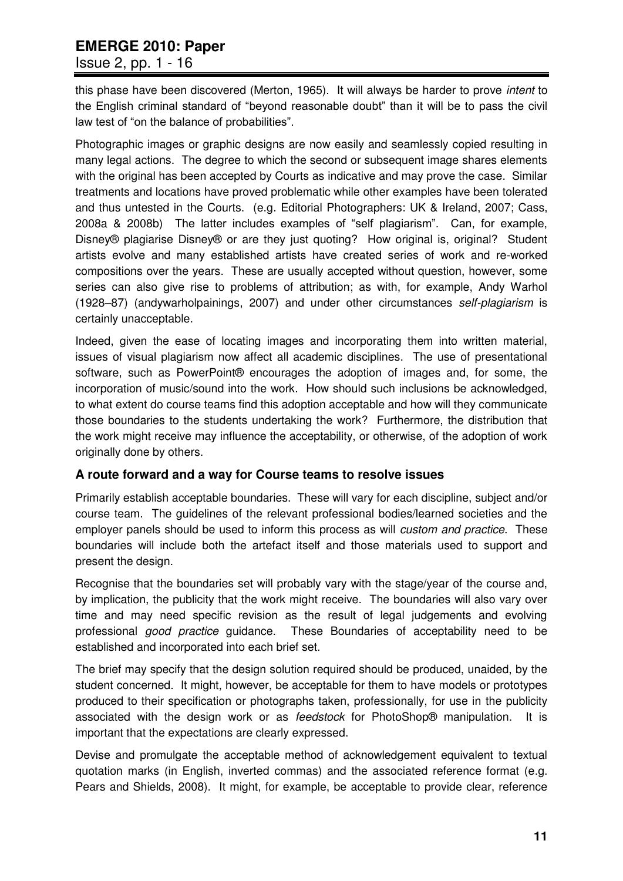this phase have been discovered (Merton, 1965). It will always be harder to prove *intent* to the English criminal standard of "beyond reasonable doubt" than it will be to pass the civil law test of "on the balance of probabilities".

Photographic images or graphic designs are now easily and seamlessly copied resulting in many legal actions. The degree to which the second or subsequent image shares elements with the original has been accepted by Courts as indicative and may prove the case. Similar treatments and locations have proved problematic while other examples have been tolerated and thus untested in the Courts. (e.g. Editorial Photographers: UK & Ireland, 2007; Cass, 2008a & 2008b) The latter includes examples of "self plagiarism". Can, for example, Disney® plagiarise Disney® or are they just quoting? How original is, original? Student artists evolve and many established artists have created series of work and re-worked compositions over the years. These are usually accepted without question, however, some series can also give rise to problems of attribution; as with, for example, Andy Warhol (1928–87) (andywarholpainings, 2007) and under other circumstances *self-plagiarism* is certainly unacceptable.

Indeed, given the ease of locating images and incorporating them into written material, issues of visual plagiarism now affect all academic disciplines. The use of presentational software, such as PowerPoint® encourages the adoption of images and, for some, the incorporation of music/sound into the work. How should such inclusions be acknowledged, to what extent do course teams find this adoption acceptable and how will they communicate those boundaries to the students undertaking the work? Furthermore, the distribution that the work might receive may influence the acceptability, or otherwise, of the adoption of work originally done by others.

### A route forward and a way for Course teams to resolve issues

Primarily establish acceptable boundaries. These will vary for each discipline, subject and/or course team. The guidelines of the relevant professional bodies/learned societies and the employer panels should be used to inform this process as will *custom and practice*. These boundaries will include both the artefact itself and those materials used to support and present the design.

Recognise that the boundaries set will probably vary with the stage/year of the course and, by implication, the publicity that the work might receive. The boundaries will also vary over time and may need specific revision as the result of legal judgements and evolving professional *good practice* guidance. These Boundaries of acceptability need to be established and incorporated into each brief set.

The brief may specify that the design solution required should be produced, unaided, by the student concerned. It might, however, be acceptable for them to have models or prototypes produced to their specification or photographs taken, professionally, for use in the publicity associated with the design work or as *feedstock* for PhotoShop® manipulation. It is important that the expectations are clearly expressed.

Devise and promulgate the acceptable method of acknowledgement equivalent to textual quotation marks (in English, inverted commas) and the associated reference format (e.g. Pears and Shields, 2008). It might, for example, be acceptable to provide clear, reference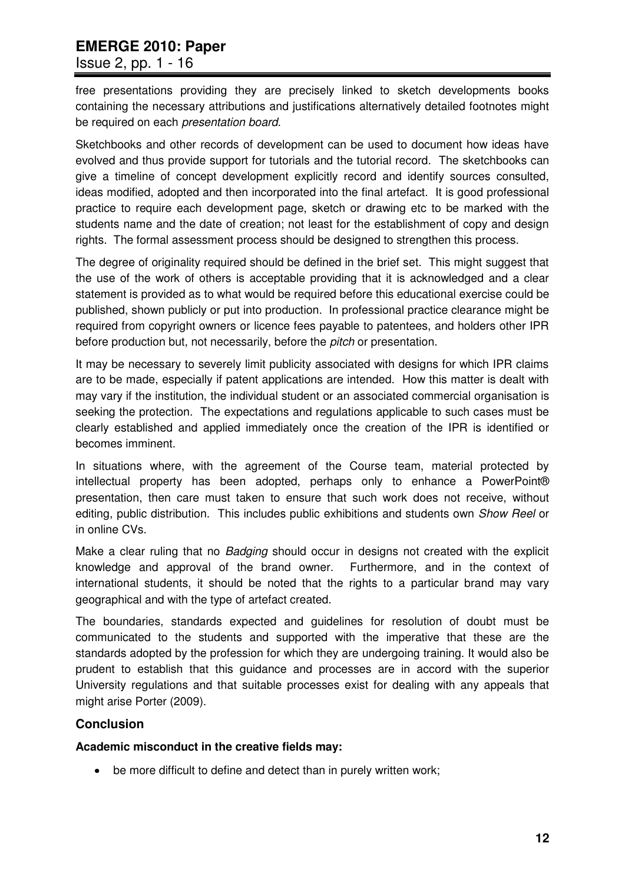free presentations providing they are precisely linked to sketch developments books containing the necessary attributions and justifications alternatively detailed footnotes might be required on each *presentation board*.

Sketchbooks and other records of development can be used to document how ideas have evolved and thus provide support for tutorials and the tutorial record. The sketchbooks can give a timeline of concept development explicitly record and identify sources consulted, ideas modified, adopted and then incorporated into the final artefact. It is good professional practice to require each development page, sketch or drawing etc to be marked with the students name and the date of creation; not least for the establishment of copy and design rights. The formal assessment process should be designed to strengthen this process.

The degree of originality required should be defined in the brief set. This might suggest that the use of the work of others is acceptable providing that it is acknowledged and a clear statement is provided as to what would be required before this educational exercise could be published, shown publicly or put into production. In professional practice clearance might be required from copyright owners or licence fees payable to patentees, and holders other IPR before production but, not necessarily, before the *pitch* or presentation.

It may be necessary to severely limit publicity associated with designs for which IPR claims are to be made, especially if patent applications are intended. How this matter is dealt with may vary if the institution, the individual student or an associated commercial organisation is seeking the protection. The expectations and regulations applicable to such cases must be clearly established and applied immediately once the creation of the IPR is identified or becomes imminent.

In situations where, with the agreement of the Course team, material protected by intellectual property has been adopted, perhaps only to enhance a PowerPoint® presentation, then care must taken to ensure that such work does not receive, without editing, public distribution. This includes public exhibitions and students own *Show Reel* or in online CVs.

Make a clear ruling that no *Badging* should occur in designs not created with the explicit knowledge and approval of the brand owner. Furthermore, and in the context of international students, it should be noted that the rights to a particular brand may vary geographical and with the type of artefact created.

The boundaries, standards expected and guidelines for resolution of doubt must be communicated to the students and supported with the imperative that these are the standards adopted by the profession for which they are undergoing training. It would also be prudent to establish that this guidance and processes are in accord with the superior University regulations and that suitable processes exist for dealing with any appeals that might arise Porter (2009).

## Conclusion

**Academic misconduct in the creative fields may:**

- be more difficult to define and detect than in purely written work;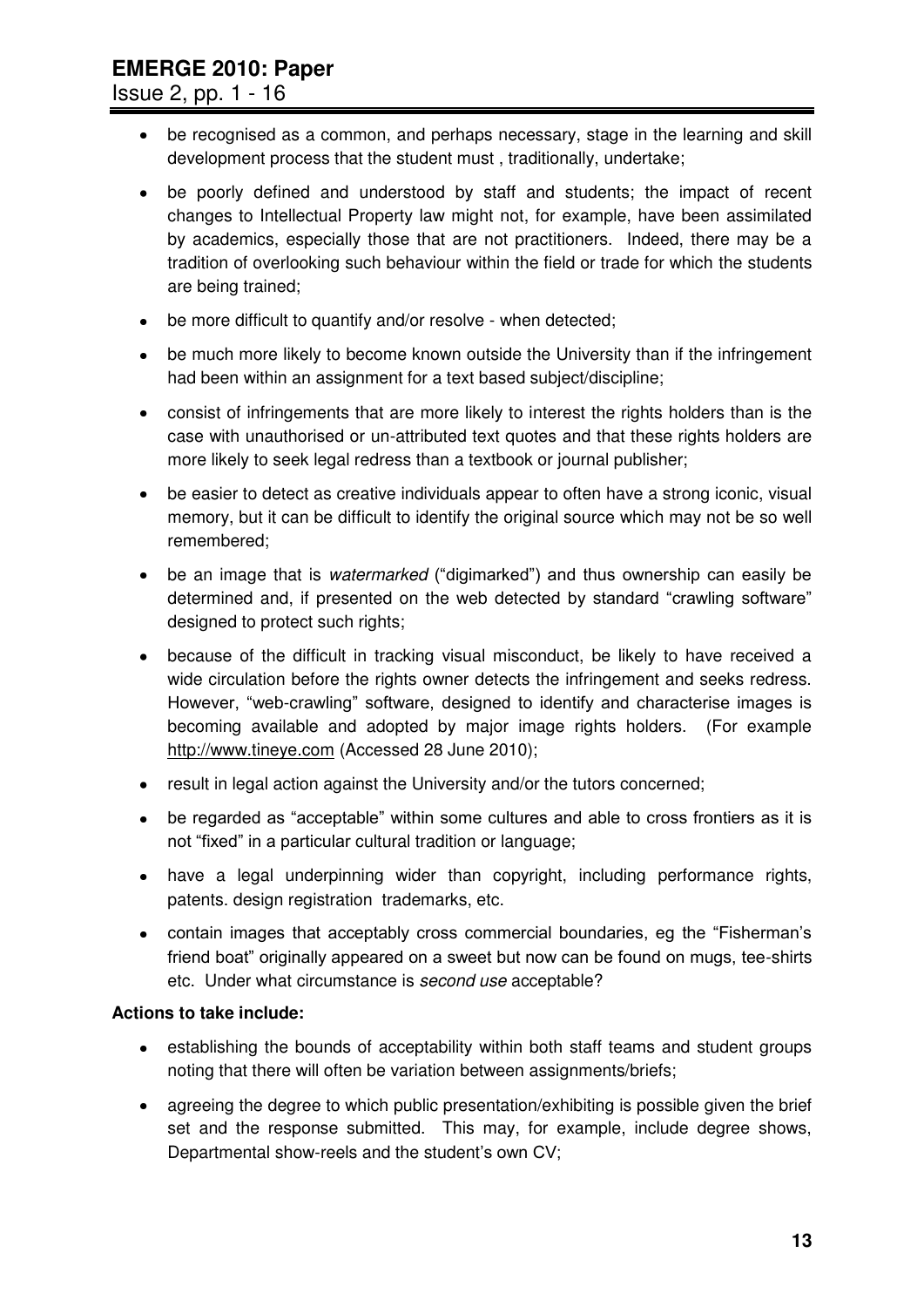- be recognised as a common, and perhaps necessary, stage in the learning and skill development process that the student must , traditionally, undertake;
- be poorly defined and understood by staff and students; the impact of recent changes to Intellectual Property law might not, for example, have been assimilated by academics, especially those that are not practitioners. Indeed, there may be a tradition of overlooking such behaviour within the field or trade for which the students are being trained;
- be more difficult to quantify and/or resolve - when detected;
- be much more likely to become known outside the University than if the infringement had been within an assignment for a text based subject/discipline;
- consist of infringements that are more likely to interest the rights holders than is the case with unauthorised or un-attributed text quotes and that these rights holders are more likely to seek legal redress than a textbook or journal publisher;
- be easier to detect as creative individuals appear to often have a strong iconic, visual memory, but it can be difficult to identify the original source which may not be so well remembered;
- be an image that is *watermarked* ("digimarked") and thus ownership can easily be determined and, if presented on the web detected by standard "crawling software" designed to protect such rights;
- because of the difficult in tracking visual misconduct, be likely to have received a wide circulation before the rights owner detects the infringement and seeks redress. However, "web-crawling" software, designed to identify and characterise images is becoming available and adopted by major image rights holders. (For example http://www.tineye.com (Accessed 28 June 2010);
- result in legal action against the University and/or the tutors concerned;
- be regarded as "acceptable" within some cultures and able to cross frontiers as it is not "fixed" in a particular cultural tradition or language;
- have a legal underpinning wider than copyright, including performance rights, patents. design registration trademarks, etc.
- contain images that acceptably cross commercial boundaries, eg the "Fisherman's friend boat" originally appeared on a sweet but now can be found on mugs, tee-shirts etc. Under what circumstance is *second use* acceptable?

**Actions to take include:**

- establishing the bounds of acceptability within both staff teams and student groups noting that there will often be variation between assignments/briefs;
- agreeing the degree to which public presentation/exhibiting is possible given the brief set and the response submitted. This may, for example, include degree shows, Departmental show-reels and the student's own CV;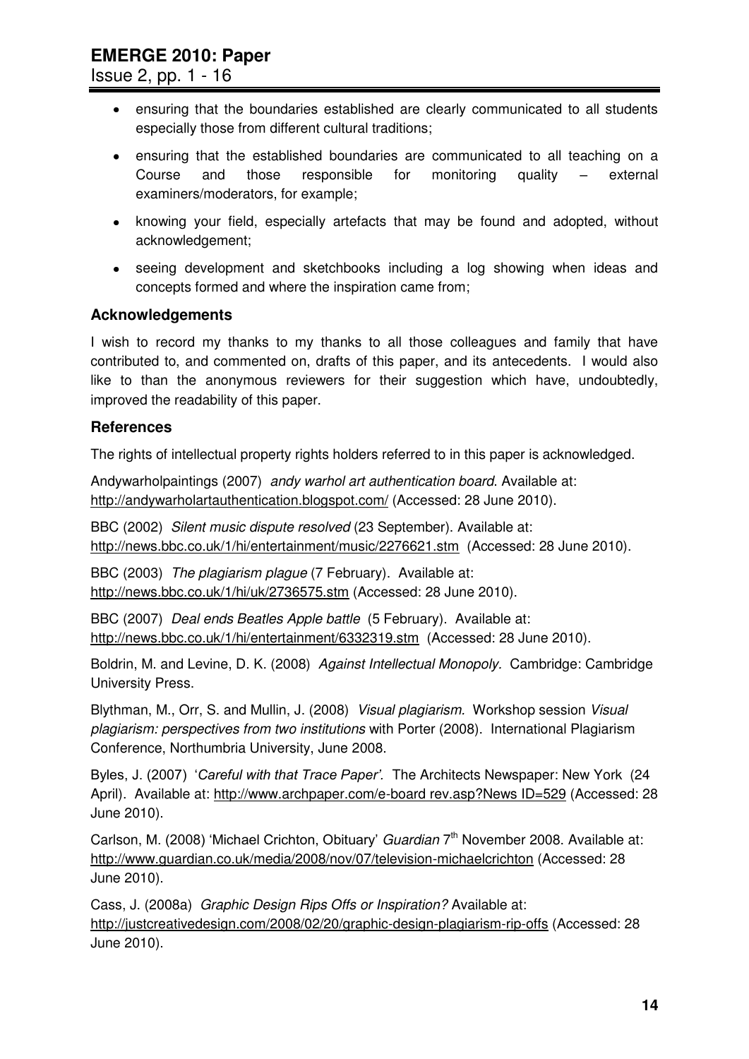- ensuring that the boundaries established are clearly communicated to all students especially those from different cultural traditions;
- ensuring that the established boundaries are communicated to all teaching on a Course and those responsible for monitoring quality – external examiners/moderators, for example;
- knowing your field, especially artefacts that may be found and adopted, without acknowledgement;
- seeing development and sketchbooks including a log showing when ideas and concepts formed and where the inspiration came from;

## Acknowledgements

I wish to record my thanks to my thanks to all those colleagues and family that have contributed to, and commented on, drafts of this paper, and its antecedents. I would also like to than the anonymous reviewers for their suggestion which have, undoubtedly, improved the readability of this paper.

## References

The rights of intellectual property rights holders referred to in this paper is acknowledged.

Andywarholpaintings (2007) *andy warhol art authentication board*. Available at: http://andywarholartauthentication.blogspot.com/ (Accessed: 28 June 2010).

BBC (2002) *Silent music dispute resolved* (23 September). Available at: http://news.bbc.co.uk/1/hi/entertainment/music/2276621.stm (Accessed: 28 June 2010).

BBC (2003) *The plagiarism plague* (7 February). Available at: http://news.bbc.co.uk/1/hi/uk/2736575.stm (Accessed: 28 June 2010).

BBC (2007) *Deal ends Beatles Apple battle* (5 February). Available at: http://news.bbc.co.uk/1/hi/entertainment/6332319.stm (Accessed: 28 June 2010).

Boldrin, M. and Levine, D. K. (2008) *Against Intellectual Monopoly.* Cambridge: Cambridge University Press.

Blythman, M., Orr, S. and Mullin, J. (2008) *Visual plagiarism.* Workshop session *Visual plagiarism: perspectives from two institutions* with Porter (2008). International Plagiarism Conference, Northumbria University, June 2008.

Byles, J. (2007) '*Careful with that Trace Paper'*. The Architects Newspaper: New York (24 April). Available at: http://www.archpaper.com/e-board rev.asp?News ID=529 (Accessed: 28 June 2010).

Carlson, M. (2008) 'Michael Crichton, Obituary' *Guardian* 7th November 2008. Available at: http://www.guardian.co.uk/media/2008/nov/07/television-michaelcrichton (Accessed: 28 June 2010).

Cass, J. (2008a) *Graphic Design Rips Offs or Inspiration?* Available at: http://justcreativedesign.com/2008/02/20/graphic-design-plagiarism-rip-offs (Accessed: 28 June 2010).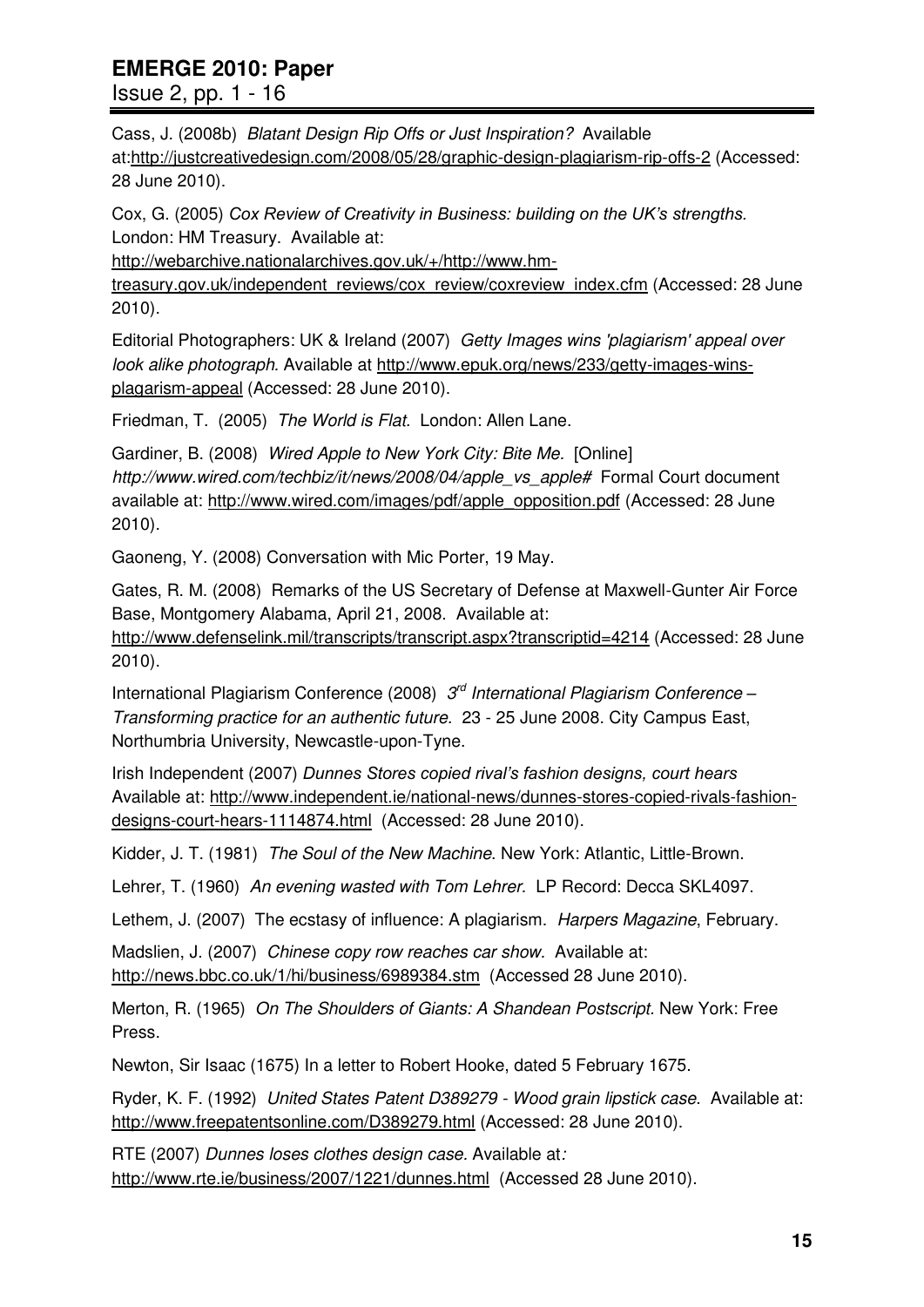Cass, J. (2008b) *Blatant Design Rip Offs or Just Inspiration?* Available at:http://justcreativedesign.com/2008/05/28/graphic-design-plagiarism-rip-offs-2 (Accessed: 28 June 2010).

Cox, G. (2005) *Cox Review of Creativity in Business: building on the UK's strengths.* London: HM Treasury. Available at: http://webarchive.nationalarchives.gov.uk/+/http://www.hm-treasury.gov.uk/independent_reviews/cox_review/coxreview_index.cfm (Accessed: 28 June 2010).

Editorial Photographers: UK & Ireland (2007) *Getty Images wins 'plagiarism' appeal over look alike photograph.* Available at http://www.epuk.org/news/233/getty-images-wins-plagarism-appeal (Accessed: 28 June 2010).

Friedman, T. (2005) *The World is Flat.* London: Allen Lane.

Gardiner, B. (2008) *Wired Apple to New York City: Bite Me.* [Online] *http://www.wired.com/techbiz/it/news/2008/04/apple_vs_apple#* Formal Court document available at: http://www.wired.com/images/pdf/apple_opposition.pdf (Accessed: 28 June 2010).

Gaoneng, Y. (2008) Conversation with Mic Porter, 19 May.

Gates, R. M. (2008) Remarks of the US Secretary of Defense at Maxwell-Gunter Air Force Base, Montgomery Alabama, April 21, 2008. Available at: http://www.defenselink.mil/transcripts/transcript.aspx?transcriptid=4214 (Accessed: 28 June 2010).

International Plagiarism Conference (2008) *3rd International Plagiarism Conference – Transforming practice for an authentic future.* 23 - 25 June 2008. City Campus East, Northumbria University, Newcastle-upon-Tyne.

Irish Independent (2007) *Dunnes Stores copied rival's fashion designs, court hears* Available at: http://www.independent.ie/national-news/dunnes-stores-copied-rivals-fashion-designs-court-hears-1114874.html (Accessed: 28 June 2010).

Kidder, J. T. (1981) *The Soul of the New Machine*. New York: Atlantic, Little-Brown.

Lehrer, T. (1960) *An evening wasted with Tom Lehrer.* LP Record: Decca SKL4097.

Lethem, J. (2007) The ecstasy of influence: A plagiarism. *Harpers Magazine*, February.

Madslien, J. (2007) *Chinese copy row reaches car show.* Available at: http://news.bbc.co.uk/1/hi/business/6989384.stm (Accessed 28 June 2010).

Merton, R. (1965) *On The Shoulders of Giants: A Shandean Postscript*. New York: Free Press.

Newton, Sir Isaac (1675) In a letter to Robert Hooke, dated 5 February 1675.

Ryder, K. F. (1992) *United States Patent D389279 - Wood grain lipstick case*. Available at: http://www.freepatentsonline.com/D389279.html (Accessed: 28 June 2010).

RTE (2007) *Dunnes loses clothes design case.* Available at*:* http://www.rte.ie/business/2007/1221/dunnes.html (Accessed 28 June 2010).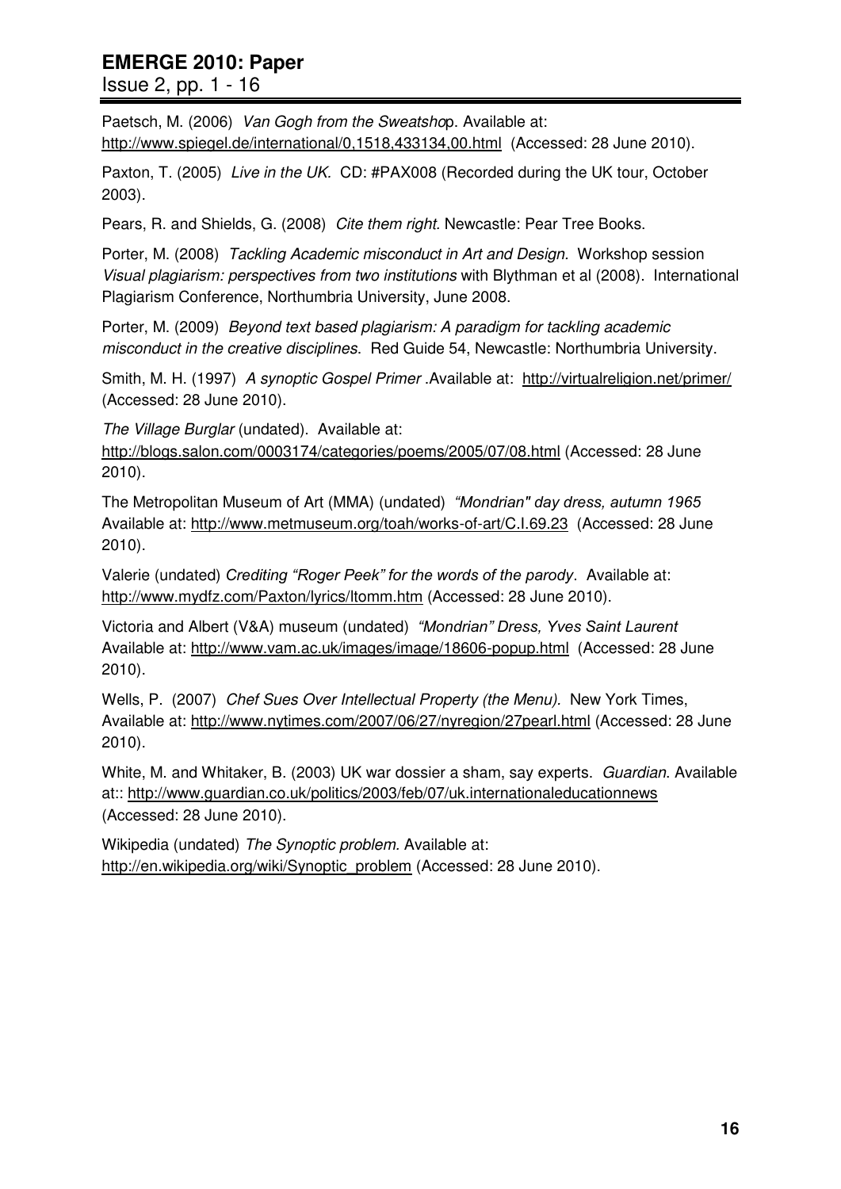Paetsch, M. (2006) *Van Gogh from the Sweatshop*. Available at: http://www.spiegel.de/international/0,1518,433134,00.html (Accessed: 28 June 2010).

Paxton, T. (2005) *Live in the UK.* CD: #PAX008 (Recorded during the UK tour, October 2003).

Pears, R. and Shields, G. (2008) *Cite them right.* Newcastle: Pear Tree Books.

Porter, M. (2008) *Tackling Academic misconduct in Art and Design.* Workshop session *Visual plagiarism: perspectives from two institutions* with Blythman et al (2008). International Plagiarism Conference, Northumbria University, June 2008.

Porter, M. (2009) *Beyond text based plagiarism: A paradigm for tackling academic misconduct in the creative disciplines.* Red Guide 54, Newcastle: Northumbria University.

Smith, M. H. (1997) *A synoptic Gospel Primer* .Available at: http://virtualreligion.net/primer/ (Accessed: 28 June 2010).

*The Village Burglar* (undated). Available at: http://blogs.salon.com/0003174/categories/poems/2005/07/08.html (Accessed: 28 June 2010).

The Metropolitan Museum of Art (MMA) (undated) *"Mondrian" day dress, autumn 1965* Available at: http://www.metmuseum.org/toah/works-of-art/C.I.69.23 (Accessed: 28 June 2010).

Valerie (undated) *Crediting "Roger Peek" for the words of the parody*. Available at: http://www.mydfz.com/Paxton/lyrics/ltomm.htm (Accessed: 28 June 2010).

Victoria and Albert (V&A) museum (undated) *"Mondrian" Dress, Yves Saint Laurent* Available at: http://www.vam.ac.uk/images/image/18606-popup.html (Accessed: 28 June 2010).

Wells, P. (2007) *Chef Sues Over Intellectual Property (the Menu).* New York Times, Available at: http://www.nytimes.com/2007/06/27/nyregion/27pearl.html (Accessed: 28 June 2010).

White, M. and Whitaker, B. (2003) UK war dossier a sham, say experts. *Guardian*. Available at:: http://www.guardian.co.uk/politics/2003/feb/07/uk.internationaleducationnews (Accessed: 28 June 2010).

Wikipedia (undated) *The Synoptic problem*. Available at: http://en.wikipedia.org/wiki/Synoptic_problem (Accessed: 28 June 2010).